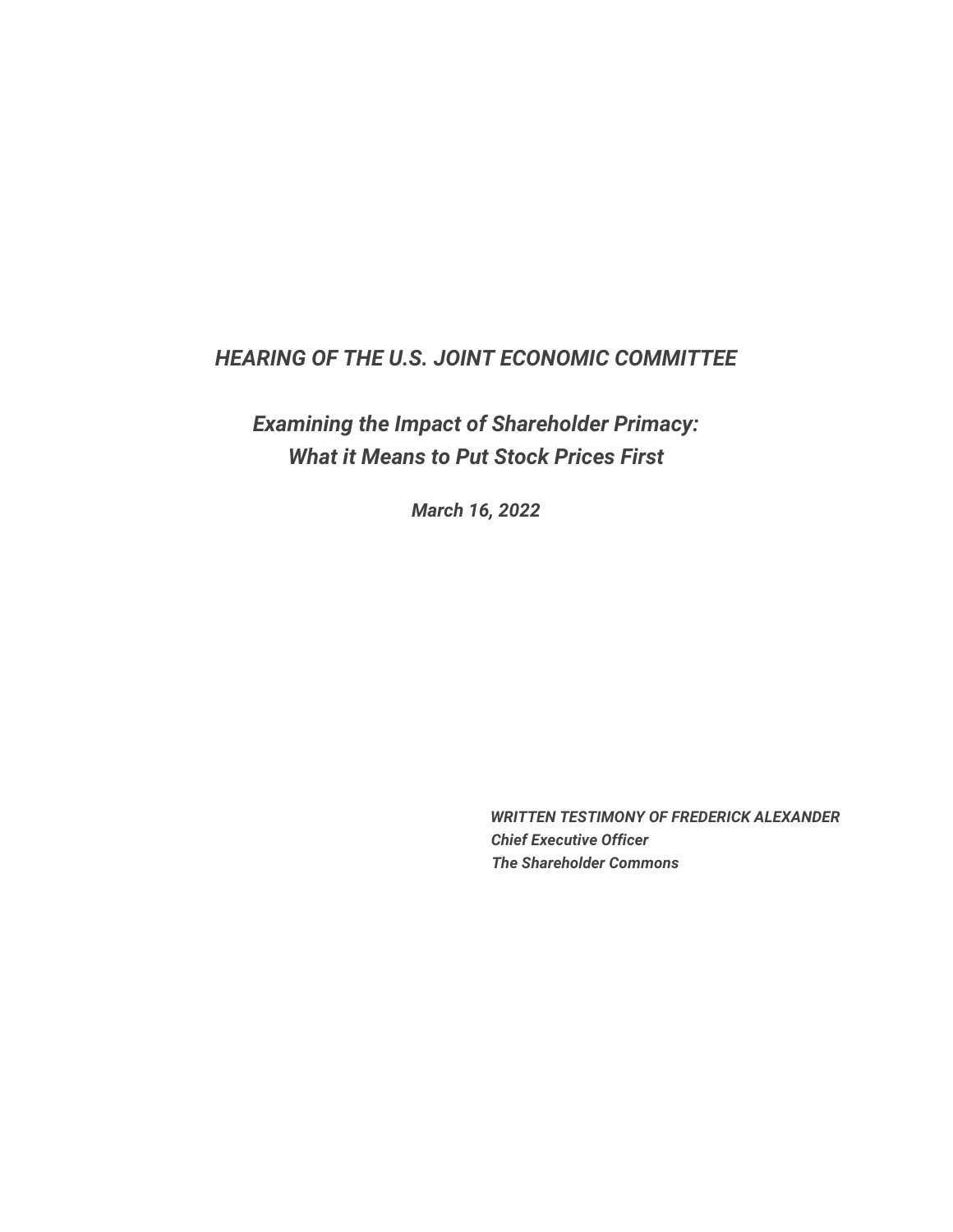***HEARING OF THE U.S. JOINT ECONOMIC COMMITTEE***

# *Examining the Impact of Shareholder Primacy: What it Means to Put Stock Prices First*

***March 16, 2022***

***WRITTEN TESTIMONY OF FREDERICK ALEXANDER***
***Chief Executive Officer***
***The Shareholder Commons***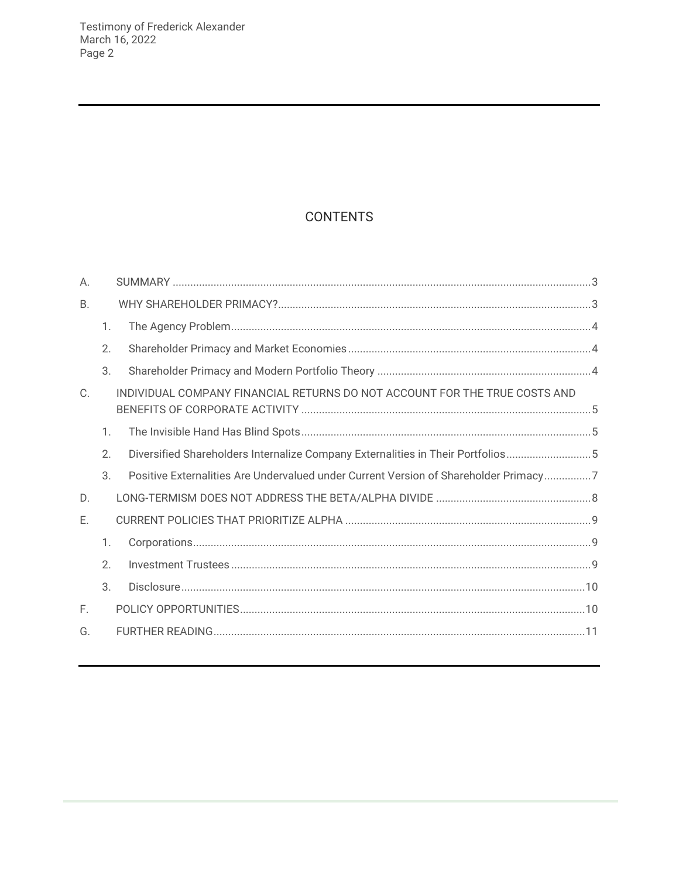## CONTENTS

A. SUMMARY ... 3

B. WHY SHAREHOLDER PRIMACY? ... 3

1. The Agency Problem ... 4
2. Shareholder Primacy and Market Economies ... 4
3. Shareholder Primacy and Modern Portfolio Theory ... 4

C. INDIVIDUAL COMPANY FINANCIAL RETURNS DO NOT ACCOUNT FOR THE TRUE COSTS AND BENEFITS OF CORPORATE ACTIVITY ... 5

1. The Invisible Hand Has Blind Spots ... 5
2. Diversified Shareholders Internalize Company Externalities in Their Portfolios ... 5
3. Positive Externalities Are Undervalued under Current Version of Shareholder Primacy ... 7

D. LONG-TERMISM DOES NOT ADDRESS THE BETA/ALPHA DIVIDE ... 8

E. CURRENT POLICIES THAT PRIORITIZE ALPHA ... 9

1. Corporations ... 9
2. Investment Trustees ... 9
3. Disclosure ... 10

F. POLICY OPPORTUNITIES ... 10

G. FURTHER READING ... 11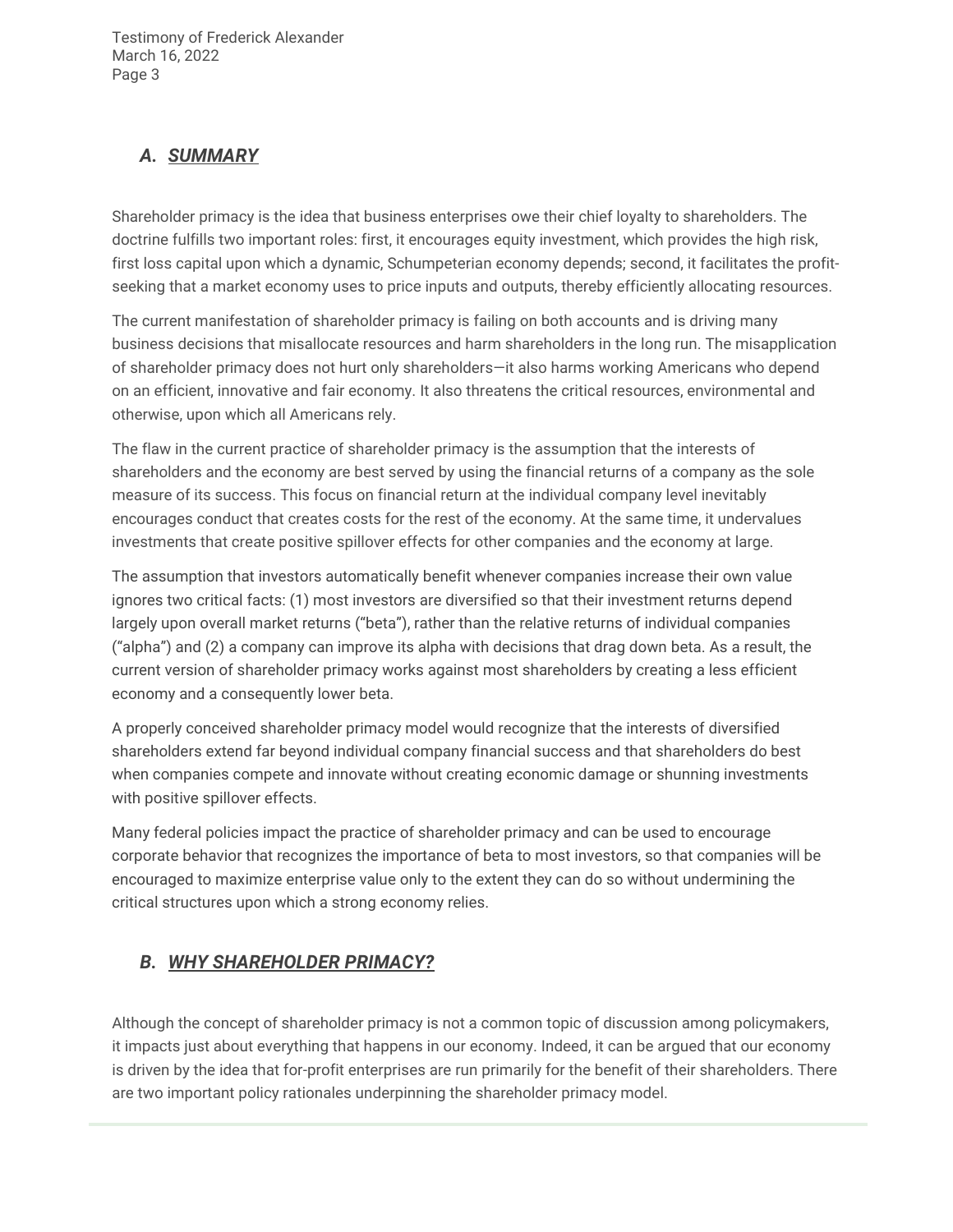## *A. SUMMARY*

Shareholder primacy is the idea that business enterprises owe their chief loyalty to shareholders. The doctrine fulfills two important roles: first, it encourages equity investment, which provides the high risk, first loss capital upon which a dynamic, Schumpeterian economy depends; second, it facilitates the profit-seeking that a market economy uses to price inputs and outputs, thereby efficiently allocating resources.

The current manifestation of shareholder primacy is failing on both accounts and is driving many business decisions that misallocate resources and harm shareholders in the long run. The misapplication of shareholder primacy does not hurt only shareholders—it also harms working Americans who depend on an efficient, innovative and fair economy. It also threatens the critical resources, environmental and otherwise, upon which all Americans rely.

The flaw in the current practice of shareholder primacy is the assumption that the interests of shareholders and the economy are best served by using the financial returns of a company as the sole measure of its success. This focus on financial return at the individual company level inevitably encourages conduct that creates costs for the rest of the economy. At the same time, it undervalues investments that create positive spillover effects for other companies and the economy at large.

The assumption that investors automatically benefit whenever companies increase their own value ignores two critical facts: (1) most investors are diversified so that their investment returns depend largely upon overall market returns ("beta"), rather than the relative returns of individual companies ("alpha") and (2) a company can improve its alpha with decisions that drag down beta. As a result, the current version of shareholder primacy works against most shareholders by creating a less efficient economy and a consequently lower beta.

A properly conceived shareholder primacy model would recognize that the interests of diversified shareholders extend far beyond individual company financial success and that shareholders do best when companies compete and innovate without creating economic damage or shunning investments with positive spillover effects.

Many federal policies impact the practice of shareholder primacy and can be used to encourage corporate behavior that recognizes the importance of beta to most investors, so that companies will be encouraged to maximize enterprise value only to the extent they can do so without undermining the critical structures upon which a strong economy relies.

## *B. WHY SHAREHOLDER PRIMACY?*

Although the concept of shareholder primacy is not a common topic of discussion among policymakers, it impacts just about everything that happens in our economy. Indeed, it can be argued that our economy is driven by the idea that for-profit enterprises are run primarily for the benefit of their shareholders. There are two important policy rationales underpinning the shareholder primacy model.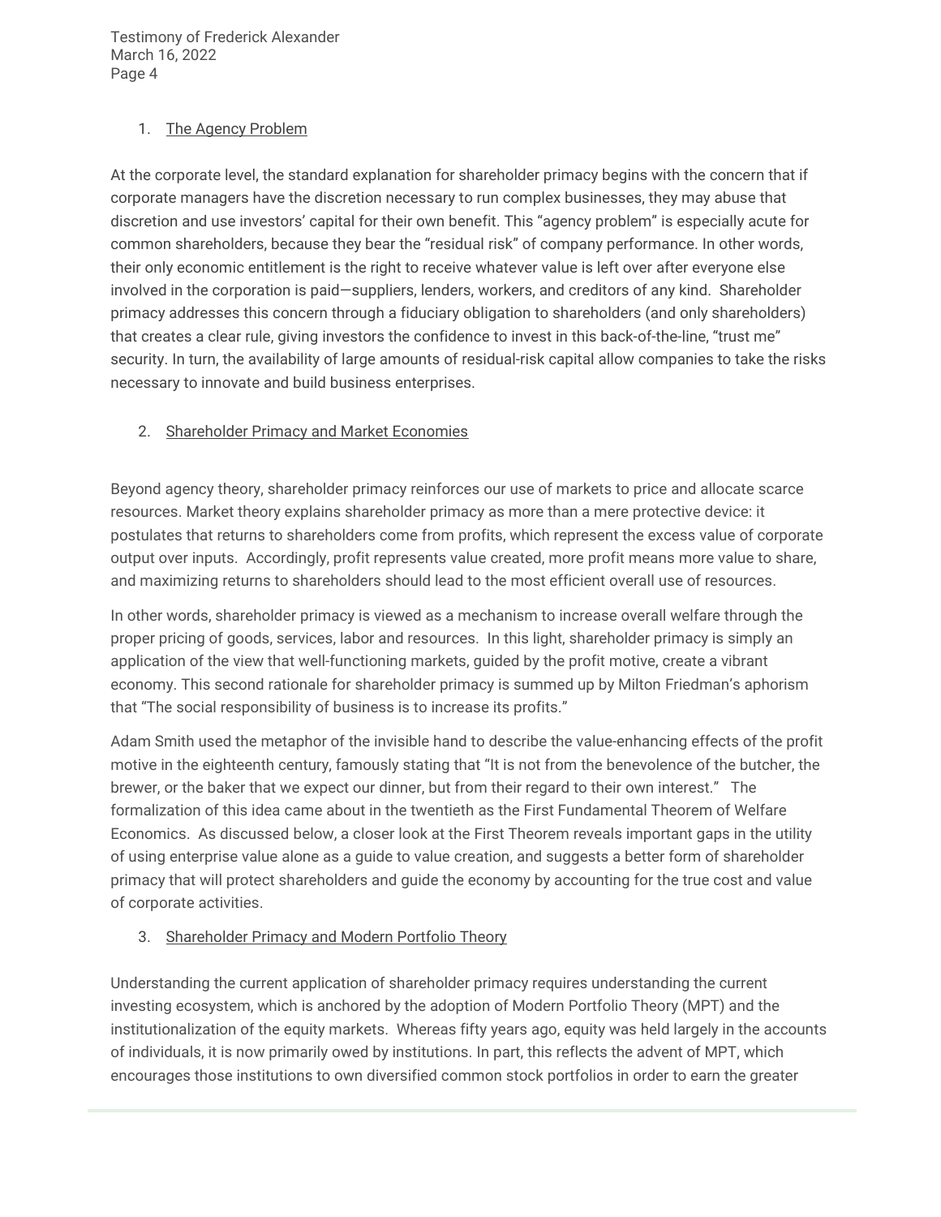1. The Agency Problem

At the corporate level, the standard explanation for shareholder primacy begins with the concern that if corporate managers have the discretion necessary to run complex businesses, they may abuse that discretion and use investors' capital for their own benefit. This "agency problem" is especially acute for common shareholders, because they bear the "residual risk" of company performance. In other words, their only economic entitlement is the right to receive whatever value is left over after everyone else involved in the corporation is paid—suppliers, lenders, workers, and creditors of any kind. Shareholder primacy addresses this concern through a fiduciary obligation to shareholders (and only shareholders) that creates a clear rule, giving investors the confidence to invest in this back-of-the-line, "trust me" security. In turn, the availability of large amounts of residual-risk capital allow companies to take the risks necessary to innovate and build business enterprises.

2. Shareholder Primacy and Market Economies

Beyond agency theory, shareholder primacy reinforces our use of markets to price and allocate scarce resources. Market theory explains shareholder primacy as more than a mere protective device: it postulates that returns to shareholders come from profits, which represent the excess value of corporate output over inputs. Accordingly, profit represents value created, more profit means more value to share, and maximizing returns to shareholders should lead to the most efficient overall use of resources.

In other words, shareholder primacy is viewed as a mechanism to increase overall welfare through the proper pricing of goods, services, labor and resources. In this light, shareholder primacy is simply an application of the view that well-functioning markets, guided by the profit motive, create a vibrant economy. This second rationale for shareholder primacy is summed up by Milton Friedman's aphorism that "The social responsibility of business is to increase its profits."

Adam Smith used the metaphor of the invisible hand to describe the value-enhancing effects of the profit motive in the eighteenth century, famously stating that "It is not from the benevolence of the butcher, the brewer, or the baker that we expect our dinner, but from their regard to their own interest." The formalization of this idea came about in the twentieth as the First Fundamental Theorem of Welfare Economics. As discussed below, a closer look at the First Theorem reveals important gaps in the utility of using enterprise value alone as a guide to value creation, and suggests a better form of shareholder primacy that will protect shareholders and guide the economy by accounting for the true cost and value of corporate activities.

3. Shareholder Primacy and Modern Portfolio Theory

Understanding the current application of shareholder primacy requires understanding the current investing ecosystem, which is anchored by the adoption of Modern Portfolio Theory (MPT) and the institutionalization of the equity markets. Whereas fifty years ago, equity was held largely in the accounts of individuals, it is now primarily owed by institutions. In part, this reflects the advent of MPT, which encourages those institutions to own diversified common stock portfolios in order to earn the greater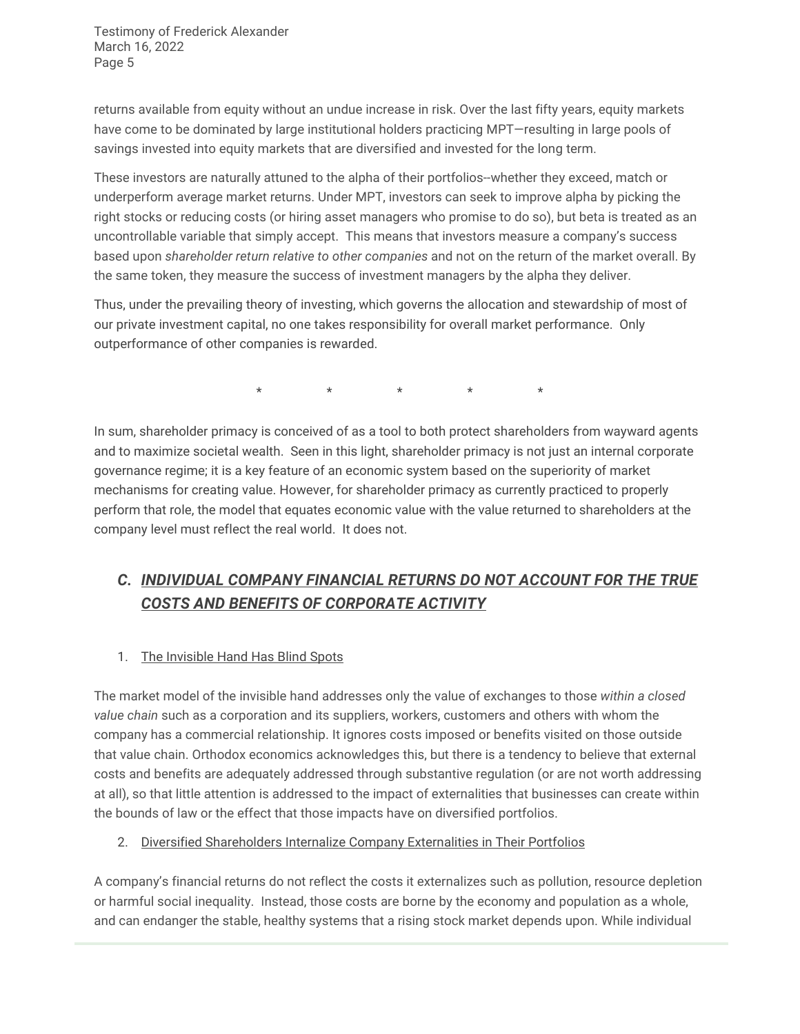returns available from equity without an undue increase in risk. Over the last fifty years, equity markets have come to be dominated by large institutional holders practicing MPT—resulting in large pools of savings invested into equity markets that are diversified and invested for the long term.

These investors are naturally attuned to the alpha of their portfolios--whether they exceed, match or underperform average market returns. Under MPT, investors can seek to improve alpha by picking the right stocks or reducing costs (or hiring asset managers who promise to do so), but beta is treated as an uncontrollable variable that simply accept. This means that investors measure a company's success based upon *shareholder return relative to other companies* and not on the return of the market overall. By the same token, they measure the success of investment managers by the alpha they deliver.

Thus, under the prevailing theory of investing, which governs the allocation and stewardship of most of our private investment capital, no one takes responsibility for overall market performance. Only outperformance of other companies is rewarded.

\* \* \* \* \*

In sum, shareholder primacy is conceived of as a tool to both protect shareholders from wayward agents and to maximize societal wealth. Seen in this light, shareholder primacy is not just an internal corporate governance regime; it is a key feature of an economic system based on the superiority of market mechanisms for creating value. However, for shareholder primacy as currently practiced to properly perform that role, the model that equates economic value with the value returned to shareholders at the company level must reflect the real world. It does not.

### C. INDIVIDUAL COMPANY FINANCIAL RETURNS DO NOT ACCOUNT FOR THE TRUE COSTS AND BENEFITS OF CORPORATE ACTIVITY

#### 1. The Invisible Hand Has Blind Spots

The market model of the invisible hand addresses only the value of exchanges to those *within a closed value chain* such as a corporation and its suppliers, workers, customers and others with whom the company has a commercial relationship. It ignores costs imposed or benefits visited on those outside that value chain. Orthodox economics acknowledges this, but there is a tendency to believe that external costs and benefits are adequately addressed through substantive regulation (or are not worth addressing at all), so that little attention is addressed to the impact of externalities that businesses can create within the bounds of law or the effect that those impacts have on diversified portfolios.

#### 2. Diversified Shareholders Internalize Company Externalities in Their Portfolios

A company's financial returns do not reflect the costs it externalizes such as pollution, resource depletion or harmful social inequality. Instead, those costs are borne by the economy and population as a whole, and can endanger the stable, healthy systems that a rising stock market depends upon. While individual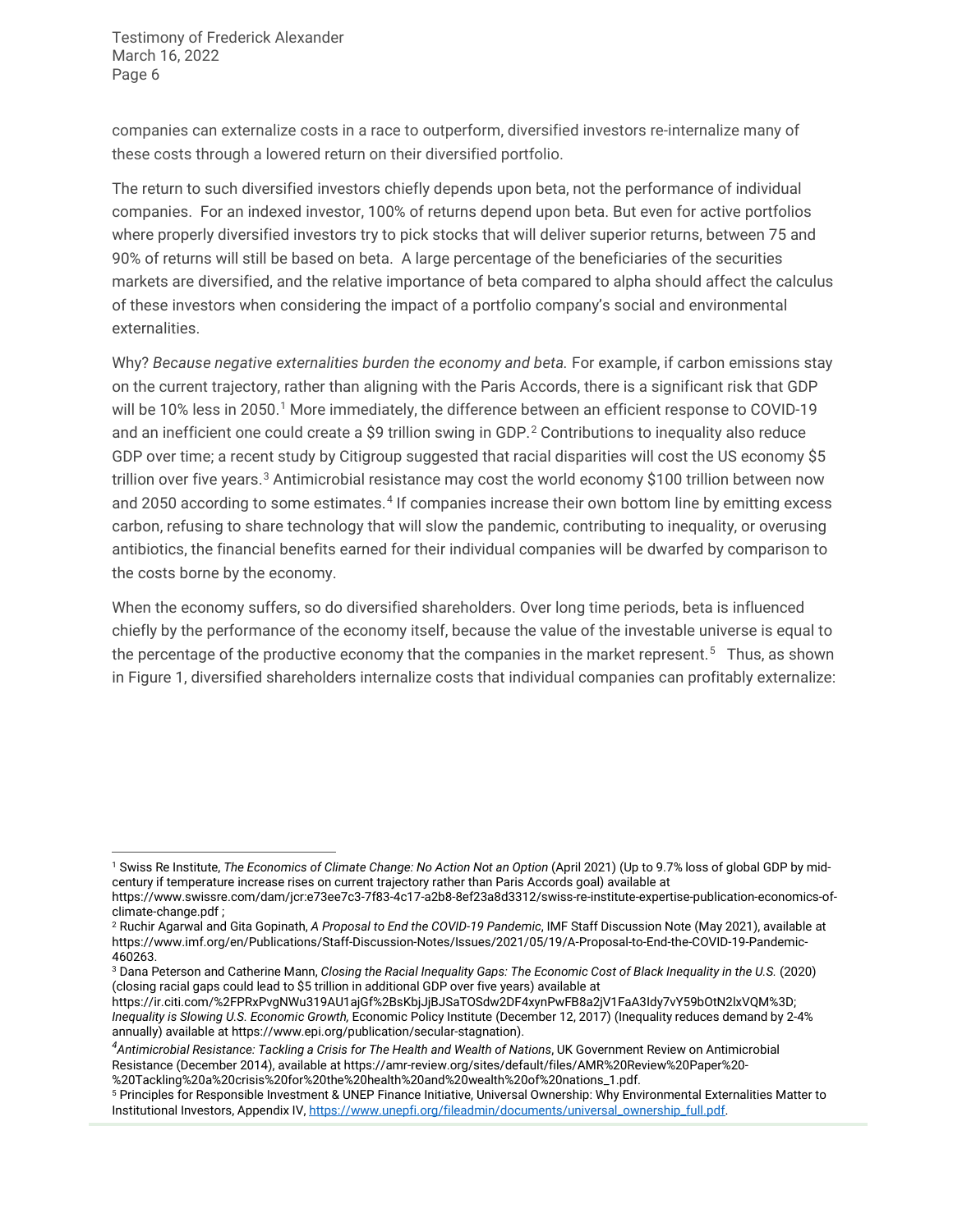companies can externalize costs in a race to outperform, diversified investors re-internalize many of these costs through a lowered return on their diversified portfolio.

The return to such diversified investors chiefly depends upon beta, not the performance of individual companies. For an indexed investor, 100% of returns depend upon beta. But even for active portfolios where properly diversified investors try to pick stocks that will deliver superior returns, between 75 and 90% of returns will still be based on beta. A large percentage of the beneficiaries of the securities markets are diversified, and the relative importance of beta compared to alpha should affect the calculus of these investors when considering the impact of a portfolio company's social and environmental externalities.

Why? *Because negative externalities burden the economy and beta.* For example, if carbon emissions stay on the current trajectory, rather than aligning with the Paris Accords, there is a significant risk that GDP will be 10% less in 2050.[1] More immediately, the difference between an efficient response to COVID-19 and an inefficient one could create a $9 trillion swing in GDP.[2] Contributions to inequality also reduce GDP over time; a recent study by Citigroup suggested that racial disparities will cost the US economy $5 trillion over five years.[3] Antimicrobial resistance may cost the world economy $100 trillion between now and 2050 according to some estimates.[4] If companies increase their own bottom line by emitting excess carbon, refusing to share technology that will slow the pandemic, contributing to inequality, or overusing antibiotics, the financial benefits earned for their individual companies will be dwarfed by comparison to the costs borne by the economy.

When the economy suffers, so do diversified shareholders. Over long time periods, beta is influenced chiefly by the performance of the economy itself, because the value of the investable universe is equal to the percentage of the productive economy that the companies in the market represent.[5] Thus, as shown in Figure 1, diversified shareholders internalize costs that individual companies can profitably externalize:

---

[1] Swiss Re Institute, *The Economics of Climate Change: No Action Not an Option* (April 2021) (Up to 9.7% loss of global GDP by mid-century if temperature increase rises on current trajectory rather than Paris Accords goal) available at https://www.swissre.com/dam/jcr:e73ee7c3-7f83-4c17-a2b8-8ef23a8d3312/swiss-re-institute-expertise-publication-economics-of-climate-change.pdf ;

[2] Ruchir Agarwal and Gita Gopinath, *A Proposal to End the COVID-19 Pandemic*, IMF Staff Discussion Note (May 2021), available at https://www.imf.org/en/Publications/Staff-Discussion-Notes/Issues/2021/05/19/A-Proposal-to-End-the-COVID-19-Pandemic-460263.

[3] Dana Peterson and Catherine Mann, *Closing the Racial Inequality Gaps: The Economic Cost of Black Inequality in the U.S.* (2020) (closing racial gaps could lead to $5 trillion in additional GDP over five years) available at https://ir.citi.com/%2FPRxPvgNWu319AU1ajGf%2BsKbjJjBJSaTOSdw2DF4xynPwFB8a2jV1FaA3Idy7vY59bOtN2lxVQM%3D; *Inequality is Slowing U.S. Economic Growth,* Economic Policy Institute (December 12, 2017) (Inequality reduces demand by 2-4% annually) available at https://www.epi.org/publication/secular-stagnation).

[4] *Antimicrobial Resistance: Tackling a Crisis for The Health and Wealth of Nations*, UK Government Review on Antimicrobial Resistance (December 2014), available at https://amr-review.org/sites/default/files/AMR%20Review%20Paper%20-%20Tackling%20a%20crisis%20for%20the%20health%20and%20wealth%20of%20nations_1.pdf.

[5] Principles for Responsible Investment & UNEP Finance Initiative, Universal Ownership: Why Environmental Externalities Matter to Institutional Investors, Appendix IV, https://www.unepfi.org/fileadmin/documents/universal_ownership_full.pdf.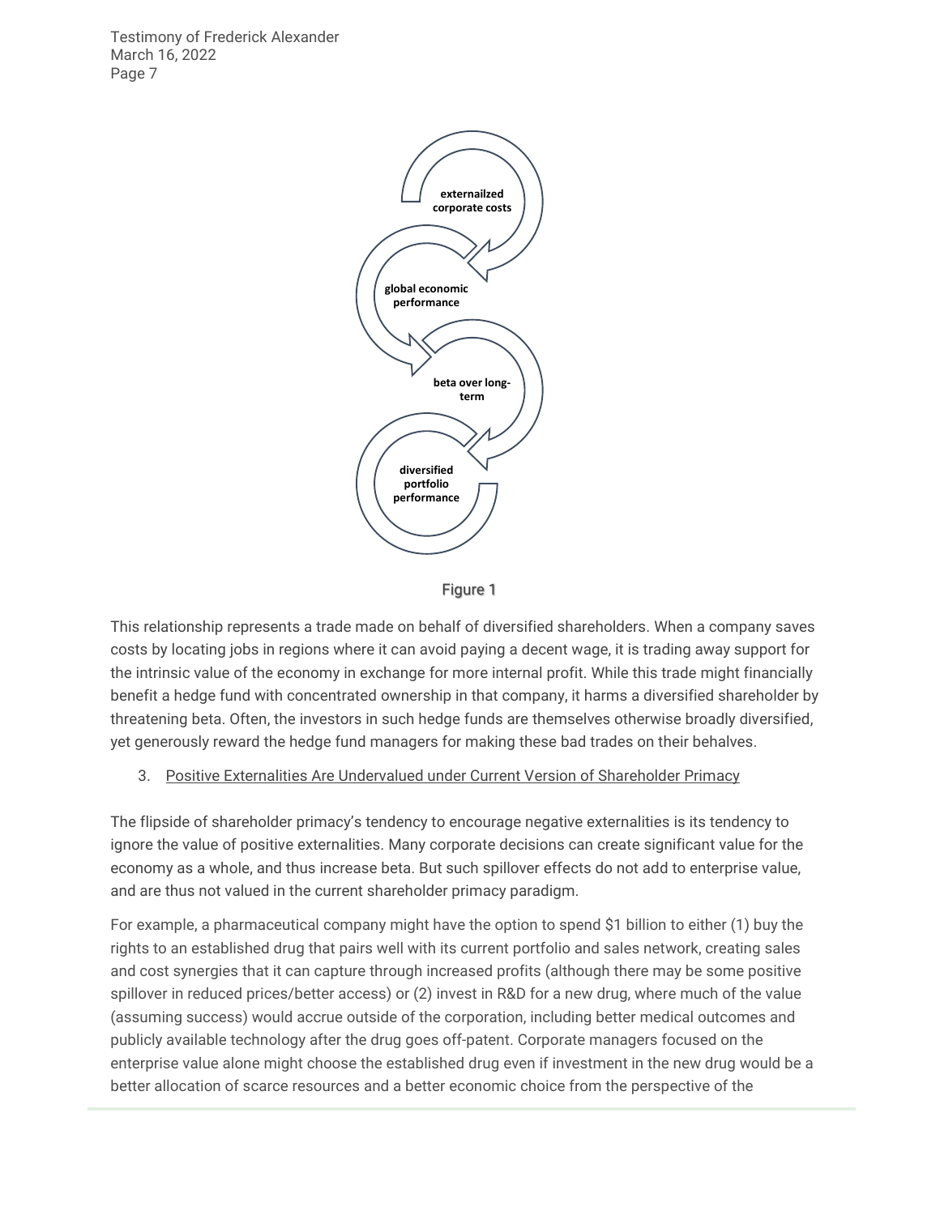externailzed corporate costs

global economic performance

beta over long-term

diversified portfolio performance

Figure 1

This relationship represents a trade made on behalf of diversified shareholders. When a company saves costs by locating jobs in regions where it can avoid paying a decent wage, it is trading away support for the intrinsic value of the economy in exchange for more internal profit. While this trade might financially benefit a hedge fund with concentrated ownership in that company, it harms a diversified shareholder by threatening beta. Often, the investors in such hedge funds are themselves otherwise broadly diversified, yet generously reward the hedge fund managers for making these bad trades on their behalves.

3. Positive Externalities Are Undervalued under Current Version of Shareholder Primacy

The flipside of shareholder primacy's tendency to encourage negative externalities is its tendency to ignore the value of positive externalities. Many corporate decisions can create significant value for the economy as a whole, and thus increase beta. But such spillover effects do not add to enterprise value, and are thus not valued in the current shareholder primacy paradigm.

For example, a pharmaceutical company might have the option to spend $1 billion to either (1) buy the rights to an established drug that pairs well with its current portfolio and sales network, creating sales and cost synergies that it can capture through increased profits (although there may be some positive spillover in reduced prices/better access) or (2) invest in R&D for a new drug, where much of the value (assuming success) would accrue outside of the corporation, including better medical outcomes and publicly available technology after the drug goes off-patent. Corporate managers focused on the enterprise value alone might choose the established drug even if investment in the new drug would be a better allocation of scarce resources and a better economic choice from the perspective of the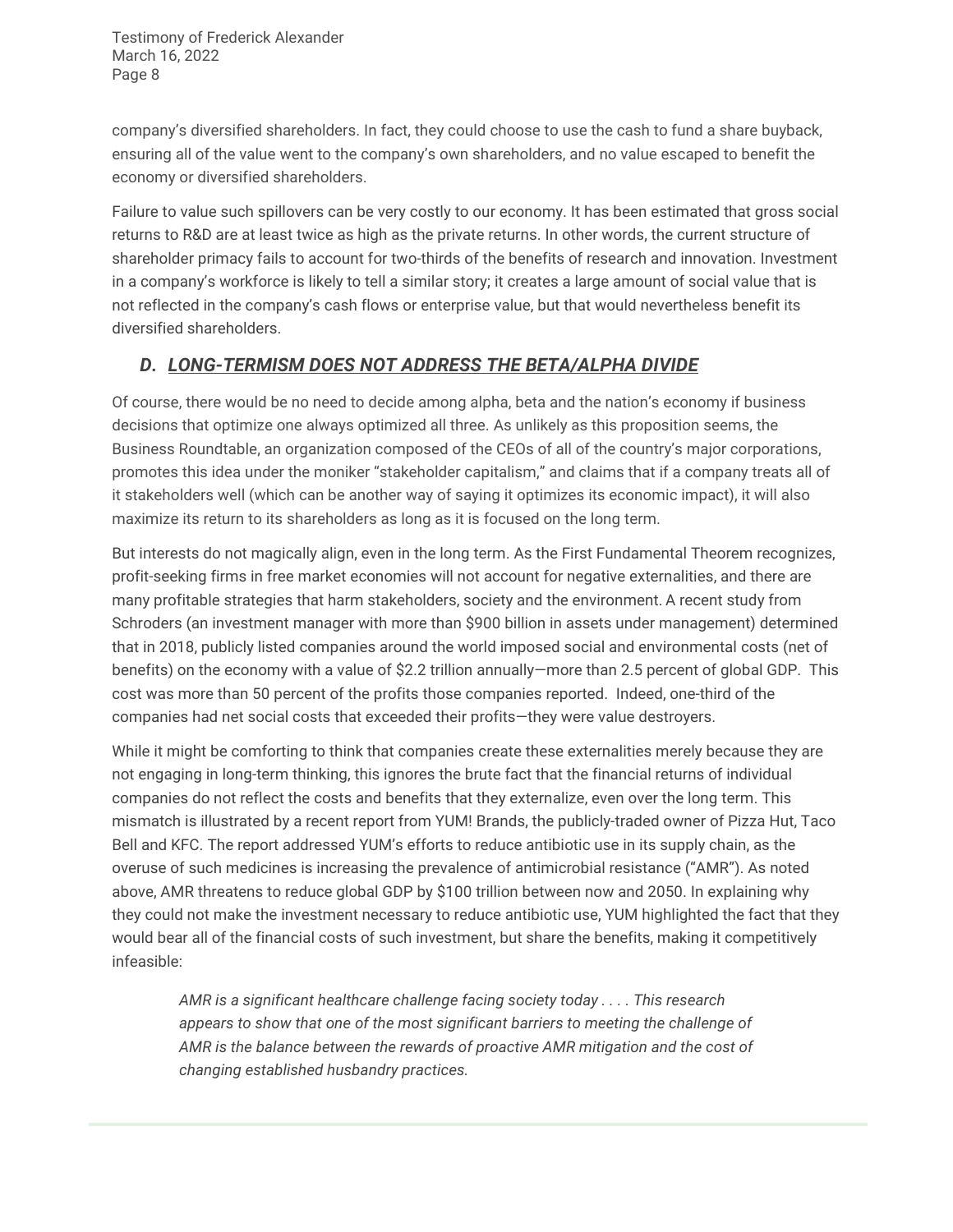company's diversified shareholders. In fact, they could choose to use the cash to fund a share buyback, ensuring all of the value went to the company's own shareholders, and no value escaped to benefit the economy or diversified shareholders.

Failure to value such spillovers can be very costly to our economy. It has been estimated that gross social returns to R&D are at least twice as high as the private returns. In other words, the current structure of shareholder primacy fails to account for two-thirds of the benefits of research and innovation. Investment in a company's workforce is likely to tell a similar story; it creates a large amount of social value that is not reflected in the company's cash flows or enterprise value, but that would nevertheless benefit its diversified shareholders.

### ***D. LONG-TERMISM DOES NOT ADDRESS THE BETA/ALPHA DIVIDE***

Of course, there would be no need to decide among alpha, beta and the nation's economy if business decisions that optimize one always optimized all three. As unlikely as this proposition seems, the Business Roundtable, an organization composed of the CEOs of all of the country's major corporations, promotes this idea under the moniker "stakeholder capitalism," and claims that if a company treats all of it stakeholders well (which can be another way of saying it optimizes its economic impact), it will also maximize its return to its shareholders as long as it is focused on the long term.

But interests do not magically align, even in the long term. As the First Fundamental Theorem recognizes, profit-seeking firms in free market economies will not account for negative externalities, and there are many profitable strategies that harm stakeholders, society and the environment. A recent study from Schroders (an investment manager with more than $900 billion in assets under management) determined that in 2018, publicly listed companies around the world imposed social and environmental costs (net of benefits) on the economy with a value of $2.2 trillion annually—more than 2.5 percent of global GDP. This cost was more than 50 percent of the profits those companies reported. Indeed, one-third of the companies had net social costs that exceeded their profits—they were value destroyers.

While it might be comforting to think that companies create these externalities merely because they are not engaging in long-term thinking, this ignores the brute fact that the financial returns of individual companies do not reflect the costs and benefits that they externalize, even over the long term. This mismatch is illustrated by a recent report from YUM! Brands, the publicly-traded owner of Pizza Hut, Taco Bell and KFC. The report addressed YUM's efforts to reduce antibiotic use in its supply chain, as the overuse of such medicines is increasing the prevalence of antimicrobial resistance ("AMR"). As noted above, AMR threatens to reduce global GDP by $100 trillion between now and 2050. In explaining why they could not make the investment necessary to reduce antibiotic use, YUM highlighted the fact that they would bear all of the financial costs of such investment, but share the benefits, making it competitively infeasible:

> *AMR is a significant healthcare challenge facing society today . . . . This research appears to show that one of the most significant barriers to meeting the challenge of AMR is the balance between the rewards of proactive AMR mitigation and the cost of changing established husbandry practices.*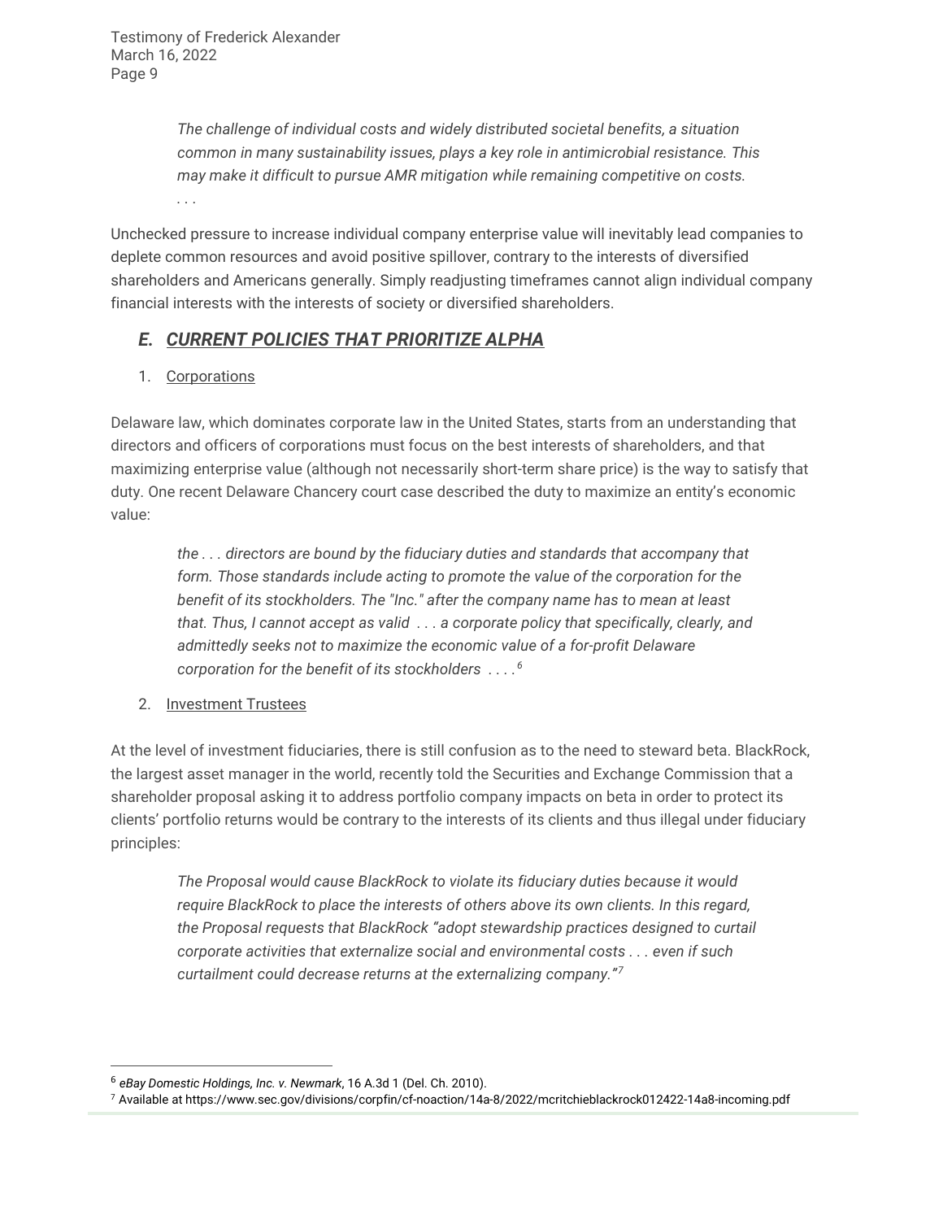> *The challenge of individual costs and widely distributed societal benefits, a situation common in many sustainability issues, plays a key role in antimicrobial resistance. This may make it difficult to pursue AMR mitigation while remaining competitive on costs.*
> *. . .*

Unchecked pressure to increase individual company enterprise value will inevitably lead companies to deplete common resources and avoid positive spillover, contrary to the interests of diversified shareholders and Americans generally. Simply readjusting timeframes cannot align individual company financial interests with the interests of society or diversified shareholders.

### *E. CURRENT POLICIES THAT PRIORITIZE ALPHA*

1. Corporations

Delaware law, which dominates corporate law in the United States, starts from an understanding that directors and officers of corporations must focus on the best interests of shareholders, and that maximizing enterprise value (although not necessarily short-term share price) is the way to satisfy that duty. One recent Delaware Chancery court case described the duty to maximize an entity's economic value:

> *the . . . directors are bound by the fiduciary duties and standards that accompany that form. Those standards include acting to promote the value of the corporation for the benefit of its stockholders. The "Inc." after the company name has to mean at least that. Thus, I cannot accept as valid . . . a corporate policy that specifically, clearly, and admittedly seeks not to maximize the economic value of a for-profit Delaware corporation for the benefit of its stockholders . . . .*[6]

2. Investment Trustees

At the level of investment fiduciaries, there is still confusion as to the need to steward beta. BlackRock, the largest asset manager in the world, recently told the Securities and Exchange Commission that a shareholder proposal asking it to address portfolio company impacts on beta in order to protect its clients' portfolio returns would be contrary to the interests of its clients and thus illegal under fiduciary principles:

> *The Proposal would cause BlackRock to violate its fiduciary duties because it would require BlackRock to place the interests of others above its own clients. In this regard, the Proposal requests that BlackRock "adopt stewardship practices designed to curtail corporate activities that externalize social and environmental costs . . . even if such curtailment could decrease returns at the externalizing company."*[7]

---

[6] *eBay Domestic Holdings, Inc. v. Newmark*, 16 A.3d 1 (Del. Ch. 2010).

[7] Available at https://www.sec.gov/divisions/corpfin/cf-noaction/14a-8/2022/mcritchieblackrock012422-14a8-incoming.pdf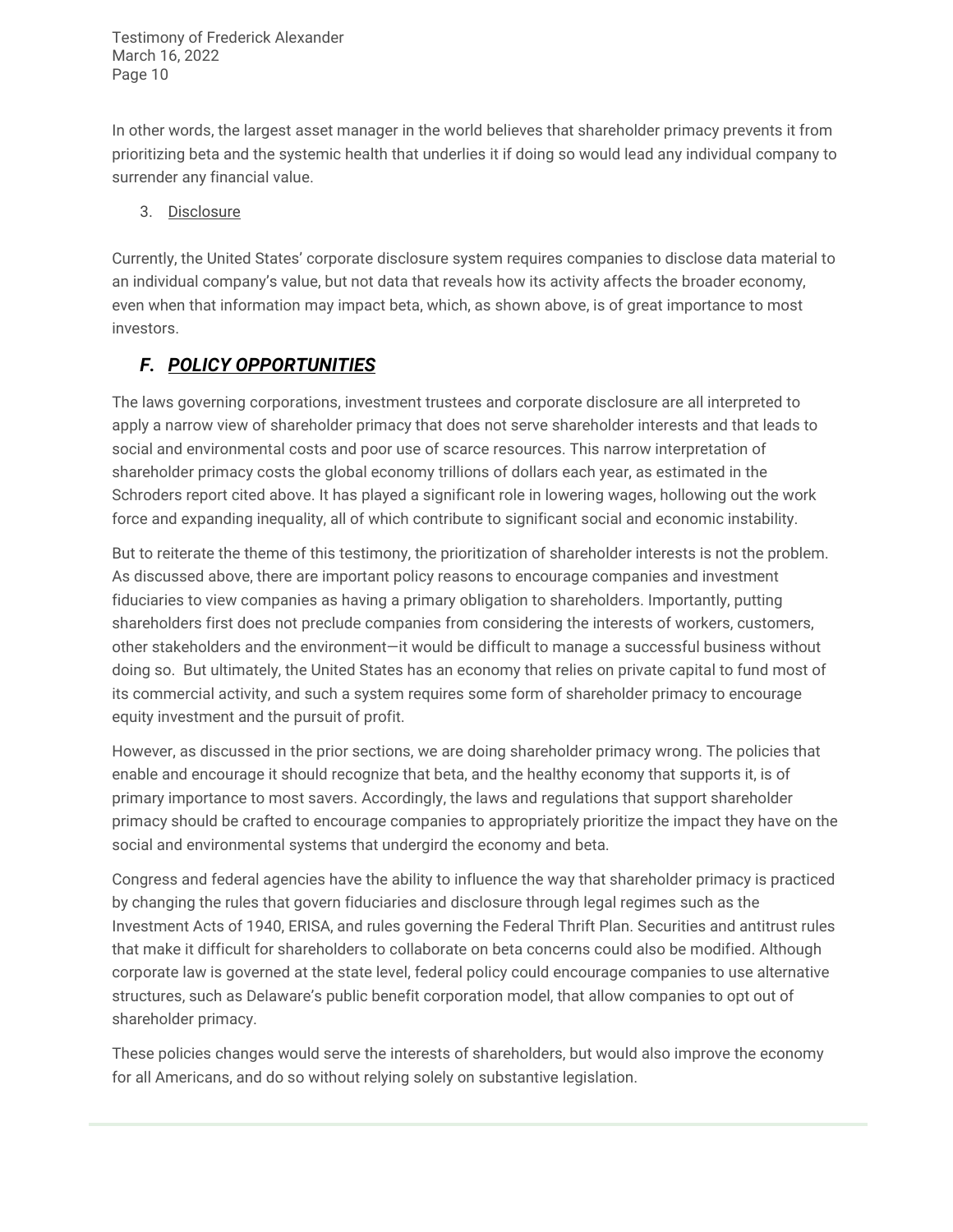In other words, the largest asset manager in the world believes that shareholder primacy prevents it from prioritizing beta and the systemic health that underlies it if doing so would lead any individual company to surrender any financial value.

3. <u>Disclosure</u>

Currently, the United States' corporate disclosure system requires companies to disclose data material to an individual company's value, but not data that reveals how its activity affects the broader economy, even when that information may impact beta, which, as shown above, is of great importance to most investors.

### *F. <u>POLICY OPPORTUNITIES</u>*

The laws governing corporations, investment trustees and corporate disclosure are all interpreted to apply a narrow view of shareholder primacy that does not serve shareholder interests and that leads to social and environmental costs and poor use of scarce resources. This narrow interpretation of shareholder primacy costs the global economy trillions of dollars each year, as estimated in the Schroders report cited above. It has played a significant role in lowering wages, hollowing out the work force and expanding inequality, all of which contribute to significant social and economic instability.

But to reiterate the theme of this testimony, the prioritization of shareholder interests is not the problem. As discussed above, there are important policy reasons to encourage companies and investment fiduciaries to view companies as having a primary obligation to shareholders. Importantly, putting shareholders first does not preclude companies from considering the interests of workers, customers, other stakeholders and the environment—it would be difficult to manage a successful business without doing so. But ultimately, the United States has an economy that relies on private capital to fund most of its commercial activity, and such a system requires some form of shareholder primacy to encourage equity investment and the pursuit of profit.

However, as discussed in the prior sections, we are doing shareholder primacy wrong. The policies that enable and encourage it should recognize that beta, and the healthy economy that supports it, is of primary importance to most savers. Accordingly, the laws and regulations that support shareholder primacy should be crafted to encourage companies to appropriately prioritize the impact they have on the social and environmental systems that undergird the economy and beta.

Congress and federal agencies have the ability to influence the way that shareholder primacy is practiced by changing the rules that govern fiduciaries and disclosure through legal regimes such as the Investment Acts of 1940, ERISA, and rules governing the Federal Thrift Plan. Securities and antitrust rules that make it difficult for shareholders to collaborate on beta concerns could also be modified. Although corporate law is governed at the state level, federal policy could encourage companies to use alternative structures, such as Delaware's public benefit corporation model, that allow companies to opt out of shareholder primacy.

These policies changes would serve the interests of shareholders, but would also improve the economy for all Americans, and do so without relying solely on substantive legislation.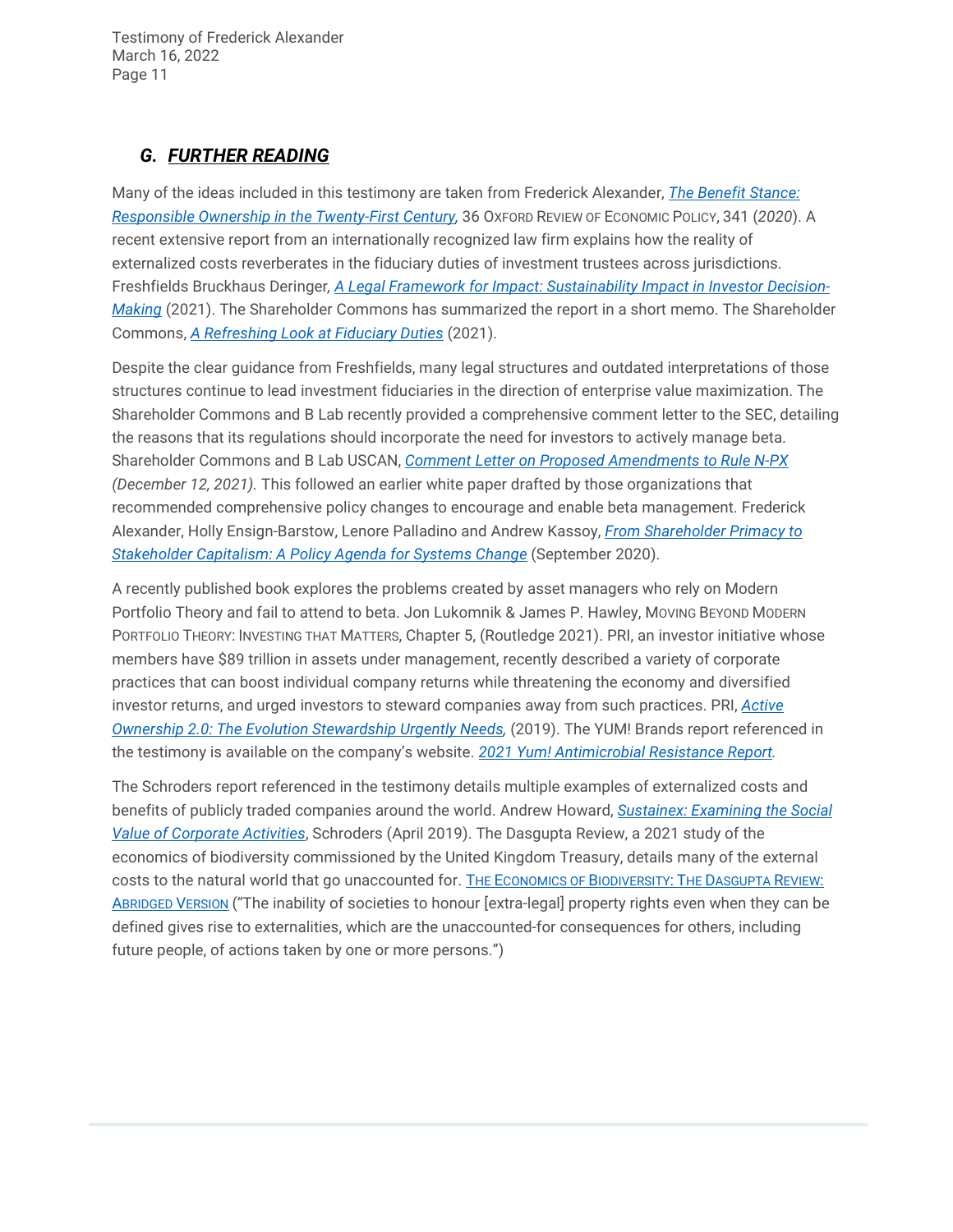## G. ***FURTHER READING***

Many of the ideas included in this testimony are taken from Frederick Alexander, *The Benefit Stance: Responsible Ownership in the Twenty-First Century*, 36 OXFORD REVIEW OF ECONOMIC POLICY, 341 (*2020*). A recent extensive report from an internationally recognized law firm explains how the reality of externalized costs reverberates in the fiduciary duties of investment trustees across jurisdictions. Freshfields Bruckhaus Deringer*, A Legal Framework for Impact: Sustainability Impact in Investor Decision-Making* (2021). The Shareholder Commons has summarized the report in a short memo. The Shareholder Commons, *A Refreshing Look at Fiduciary Duties* (2021).

Despite the clear guidance from Freshfields, many legal structures and outdated interpretations of those structures continue to lead investment fiduciaries in the direction of enterprise value maximization. The Shareholder Commons and B Lab recently provided a comprehensive comment letter to the SEC, detailing the reasons that its regulations should incorporate the need for investors to actively manage beta. Shareholder Commons and B Lab USCAN, *Comment Letter on Proposed Amendments to Rule N-PX (December 12, 2021).* This followed an earlier white paper drafted by those organizations that recommended comprehensive policy changes to encourage and enable beta management. Frederick Alexander, Holly Ensign-Barstow, Lenore Palladino and Andrew Kassoy, *From Shareholder Primacy to Stakeholder Capitalism: A Policy Agenda for Systems Change* (September 2020).

A recently published book explores the problems created by asset managers who rely on Modern Portfolio Theory and fail to attend to beta. Jon Lukomnik & James P. Hawley, MOVING BEYOND MODERN PORTFOLIO THEORY: INVESTING THAT MATTERS, Chapter 5, (Routledge 2021). PRI, an investor initiative whose members have $89 trillion in assets under management, recently described a variety of corporate practices that can boost individual company returns while threatening the economy and diversified investor returns, and urged investors to steward companies away from such practices. PRI, *Active Ownership 2.0: The Evolution Stewardship Urgently Needs,* (2019). The YUM! Brands report referenced in the testimony is available on the company's website. *2021 Yum! Antimicrobial Resistance Report.*

The Schroders report referenced in the testimony details multiple examples of externalized costs and benefits of publicly traded companies around the world. Andrew Howard, *Sustainex: Examining the Social Value of Corporate Activities*, Schroders (April 2019). The Dasgupta Review, a 2021 study of the economics of biodiversity commissioned by the United Kingdom Treasury, details many of the external costs to the natural world that go unaccounted for. THE ECONOMICS OF BIODIVERSITY: THE DASGUPTA REVIEW: ABRIDGED VERSION ("The inability of societies to honour [extra-legal] property rights even when they can be defined gives rise to externalities, which are the unaccounted-for consequences for others, including future people, of actions taken by one or more persons.")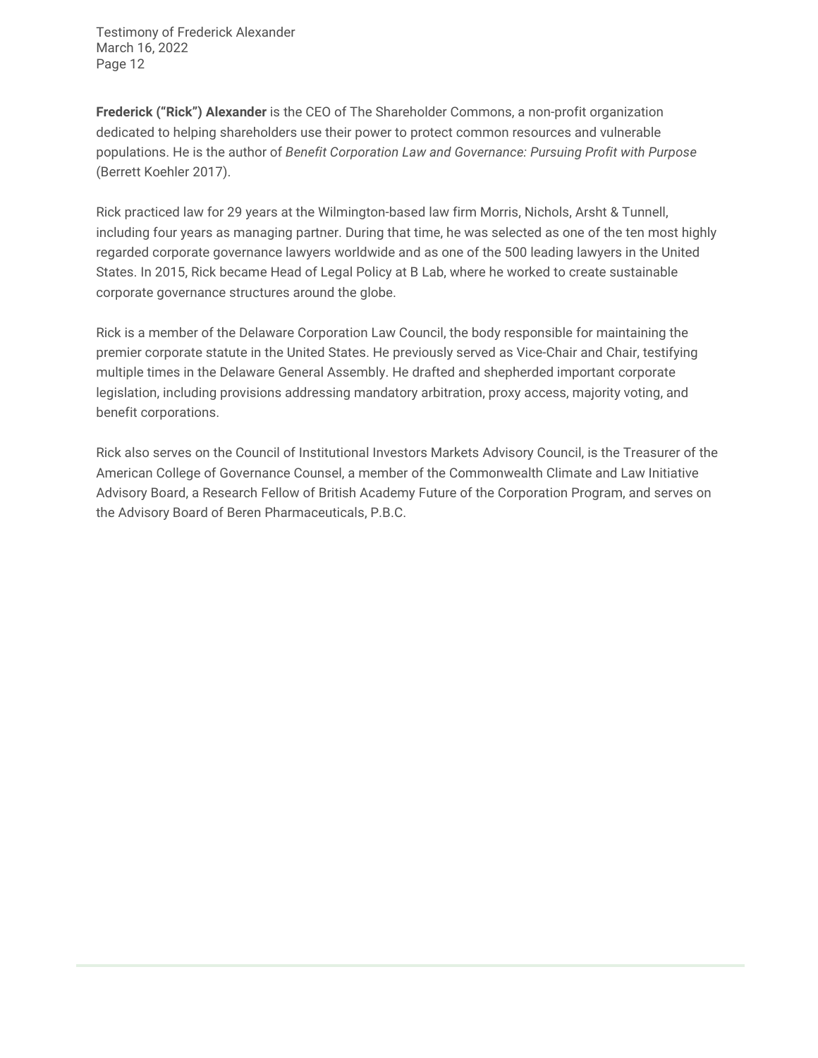**Frederick ("Rick") Alexander** is the CEO of The Shareholder Commons, a non-profit organization dedicated to helping shareholders use their power to protect common resources and vulnerable populations. He is the author of *Benefit Corporation Law and Governance: Pursuing Profit with Purpose* (Berrett Koehler 2017).

Rick practiced law for 29 years at the Wilmington-based law firm Morris, Nichols, Arsht & Tunnell, including four years as managing partner. During that time, he was selected as one of the ten most highly regarded corporate governance lawyers worldwide and as one of the 500 leading lawyers in the United States. In 2015, Rick became Head of Legal Policy at B Lab, where he worked to create sustainable corporate governance structures around the globe.

Rick is a member of the Delaware Corporation Law Council, the body responsible for maintaining the premier corporate statute in the United States. He previously served as Vice-Chair and Chair, testifying multiple times in the Delaware General Assembly. He drafted and shepherded important corporate legislation, including provisions addressing mandatory arbitration, proxy access, majority voting, and benefit corporations.

Rick also serves on the Council of Institutional Investors Markets Advisory Council, is the Treasurer of the American College of Governance Counsel, a member of the Commonwealth Climate and Law Initiative Advisory Board, a Research Fellow of British Academy Future of the Corporation Program, and serves on the Advisory Board of Beren Pharmaceuticals, P.B.C.